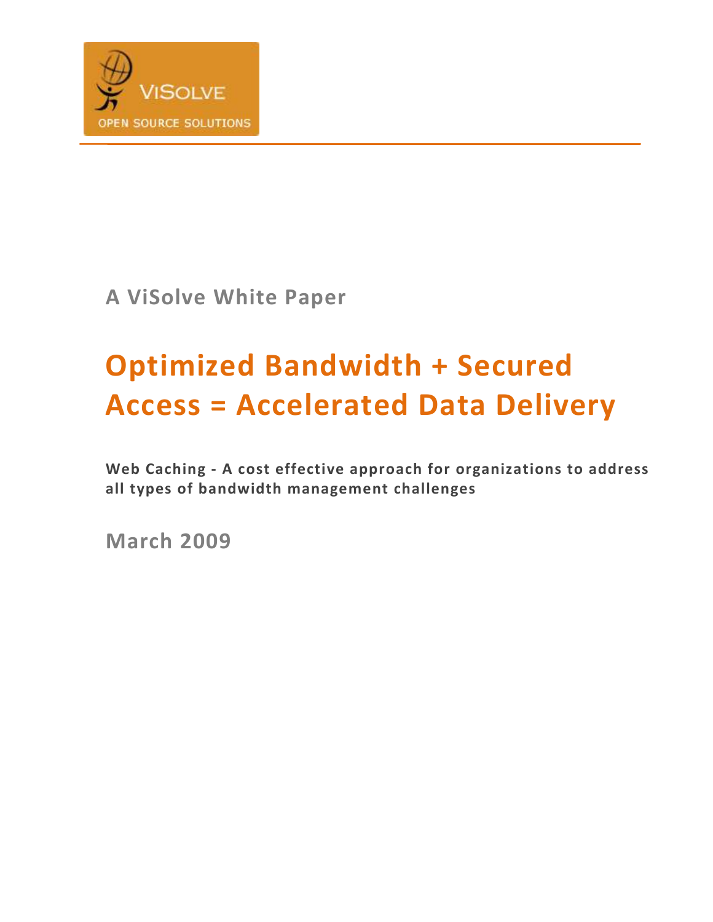VISOLVE
OPEN SOURCE SOLUTIONS

**A ViSolve White Paper**

# Optimized Bandwidth + Secured Access = Accelerated Data Delivery

**Web Caching - A cost effective approach for organizations to address all types of bandwidth management challenges**

**March 2009**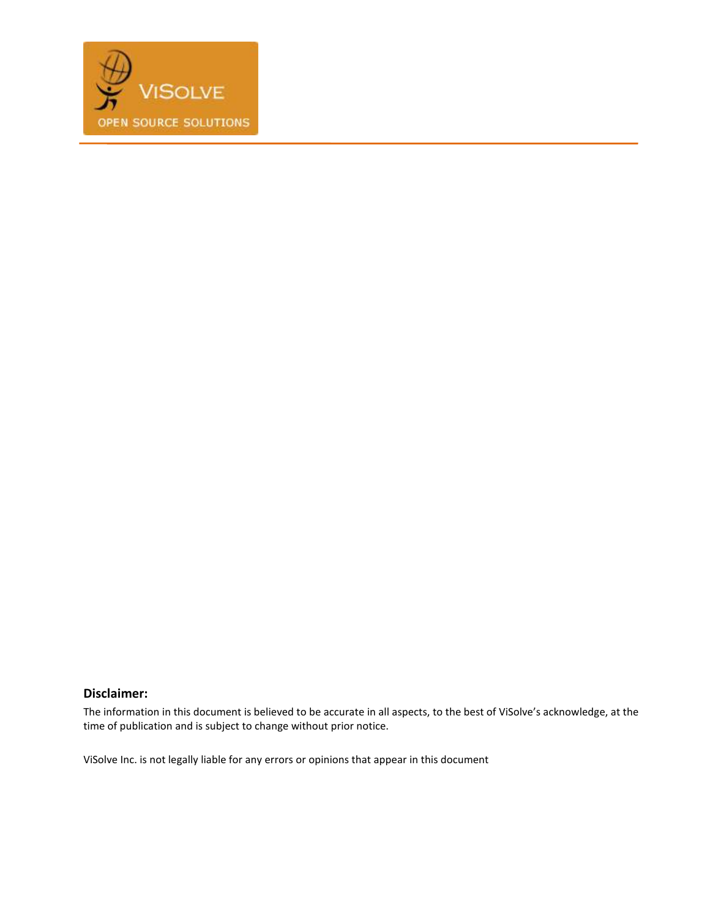**Disclaimer:**

The information in this document is believed to be accurate in all aspects, to the best of ViSolve's acknowledge, at the time of publication and is subject to change without prior notice.

ViSolve Inc. is not legally liable for any errors or opinions that appear in this document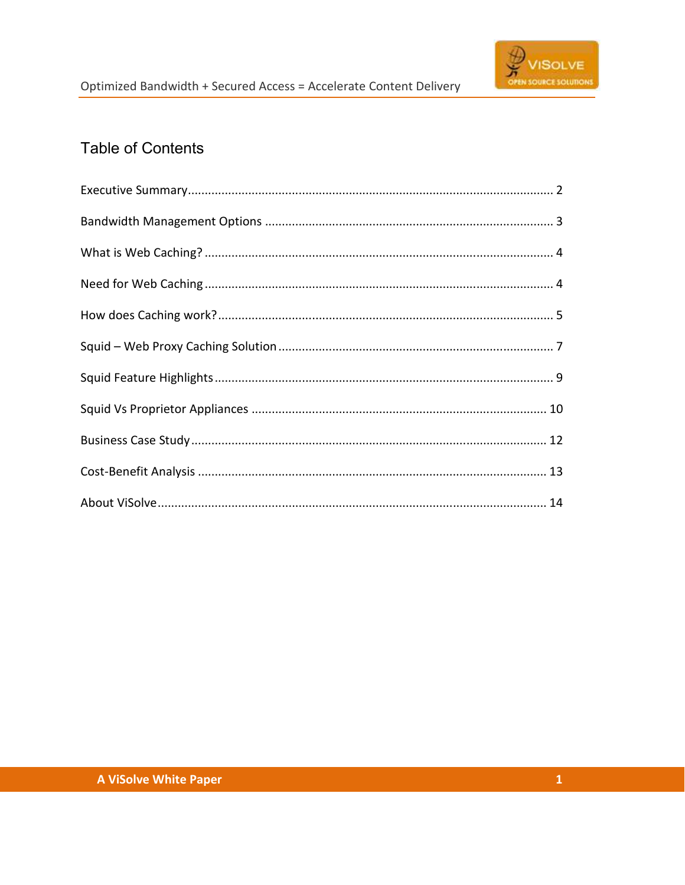## Table of Contents

Executive Summary ........................................................................................................... 2

Bandwidth Management Options ..................................................................................... 3

What is Web Caching? ....................................................................................................... 4

Need for Web Caching ....................................................................................................... 4

How does Caching work? ................................................................................................... 5

Squid – Web Proxy Caching Solution ................................................................................. 7

Squid Feature Highlights .................................................................................................... 9

Squid Vs Proprietor Appliances ....................................................................................... 10

Business Case Study ......................................................................................................... 12

Cost-Benefit Analysis ....................................................................................................... 13

About ViSolve ................................................................................................................... 14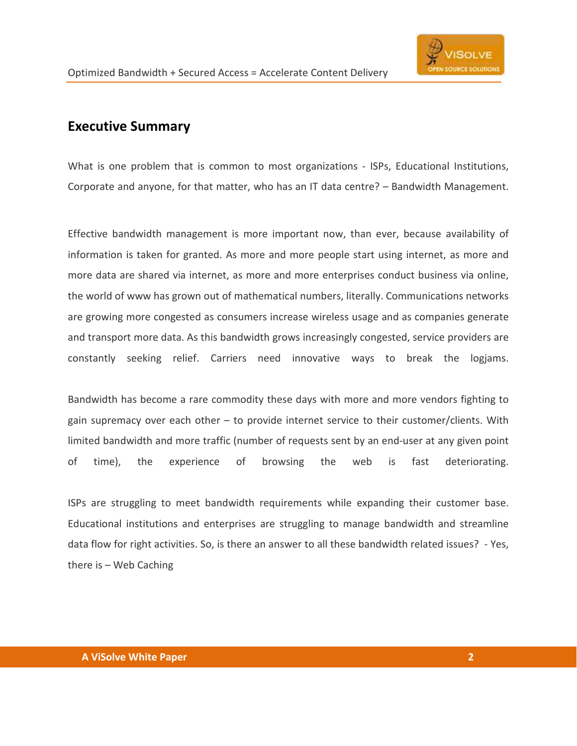## Executive Summary

What is one problem that is common to most organizations - ISPs, Educational Institutions, Corporate and anyone, for that matter, who has an IT data centre? – Bandwidth Management.

Effective bandwidth management is more important now, than ever, because availability of information is taken for granted. As more and more people start using internet, as more and more data are shared via internet, as more and more enterprises conduct business via online, the world of www has grown out of mathematical numbers, literally. Communications networks are growing more congested as consumers increase wireless usage and as companies generate and transport more data. As this bandwidth grows increasingly congested, service providers are constantly seeking relief. Carriers need innovative ways to break the logjams.

Bandwidth has become a rare commodity these days with more and more vendors fighting to gain supremacy over each other – to provide internet service to their customer/clients. With limited bandwidth and more traffic (number of requests sent by an end-user at any given point of time), the experience of browsing the web is fast deteriorating.

ISPs are struggling to meet bandwidth requirements while expanding their customer base. Educational institutions and enterprises are struggling to manage bandwidth and streamline data flow for right activities. So, is there an answer to all these bandwidth related issues? - Yes, there is – Web Caching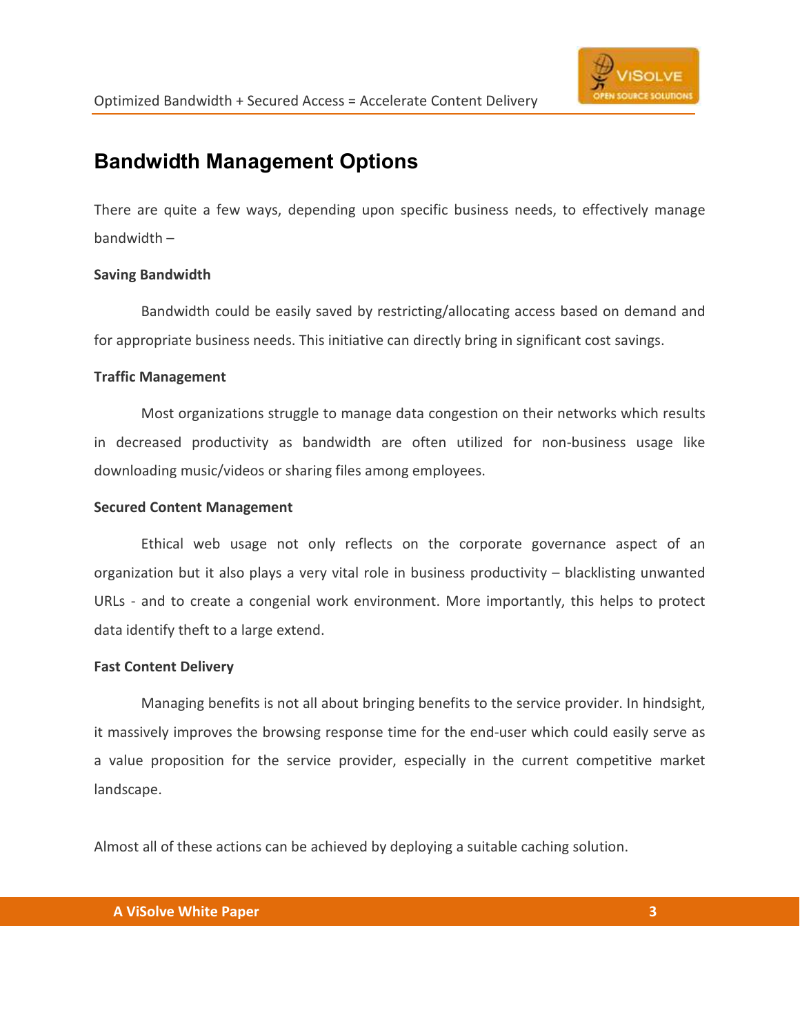## Bandwidth Management Options

There are quite a few ways, depending upon specific business needs, to effectively manage bandwidth –

**Saving Bandwidth**

Bandwidth could be easily saved by restricting/allocating access based on demand and for appropriate business needs. This initiative can directly bring in significant cost savings.

**Traffic Management**

Most organizations struggle to manage data congestion on their networks which results in decreased productivity as bandwidth are often utilized for non-business usage like downloading music/videos or sharing files among employees.

**Secured Content Management**

Ethical web usage not only reflects on the corporate governance aspect of an organization but it also plays a very vital role in business productivity – blacklisting unwanted URLs - and to create a congenial work environment. More importantly, this helps to protect data identify theft to a large extend.

**Fast Content Delivery**

Managing benefits is not all about bringing benefits to the service provider. In hindsight, it massively improves the browsing response time for the end-user which could easily serve as a value proposition for the service provider, especially in the current competitive market landscape.

Almost all of these actions can be achieved by deploying a suitable caching solution.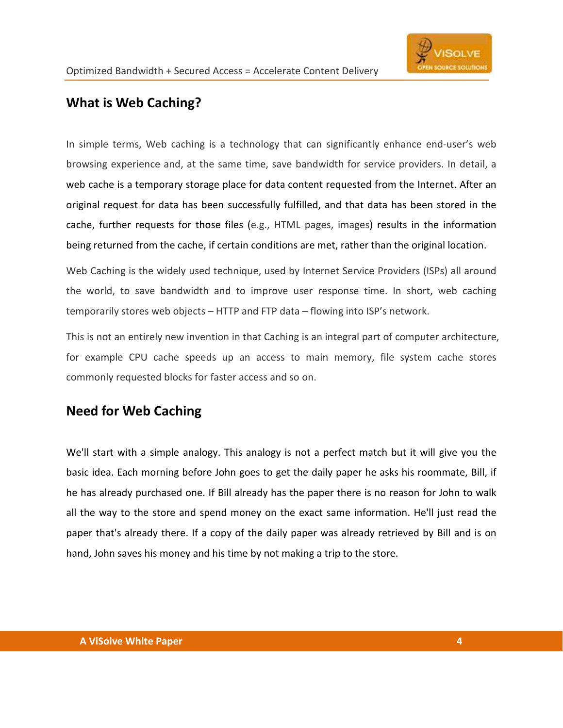## What is Web Caching?

In simple terms, Web caching is a technology that can significantly enhance end-user's web browsing experience and, at the same time, save bandwidth for service providers. In detail, a web cache is a temporary storage place for data content requested from the Internet. After an original request for data has been successfully fulfilled, and that data has been stored in the cache, further requests for those files (e.g., HTML pages, images) results in the information being returned from the cache, if certain conditions are met, rather than the original location.

Web Caching is the widely used technique, used by Internet Service Providers (ISPs) all around the world, to save bandwidth and to improve user response time. In short, web caching temporarily stores web objects – HTTP and FTP data – flowing into ISP's network.

This is not an entirely new invention in that Caching is an integral part of computer architecture, for example CPU cache speeds up an access to main memory, file system cache stores commonly requested blocks for faster access and so on.

## Need for Web Caching

We'll start with a simple analogy. This analogy is not a perfect match but it will give you the basic idea. Each morning before John goes to get the daily paper he asks his roommate, Bill, if he has already purchased one. If Bill already has the paper there is no reason for John to walk all the way to the store and spend money on the exact same information. He'll just read the paper that's already there. If a copy of the daily paper was already retrieved by Bill and is on hand, John saves his money and his time by not making a trip to the store.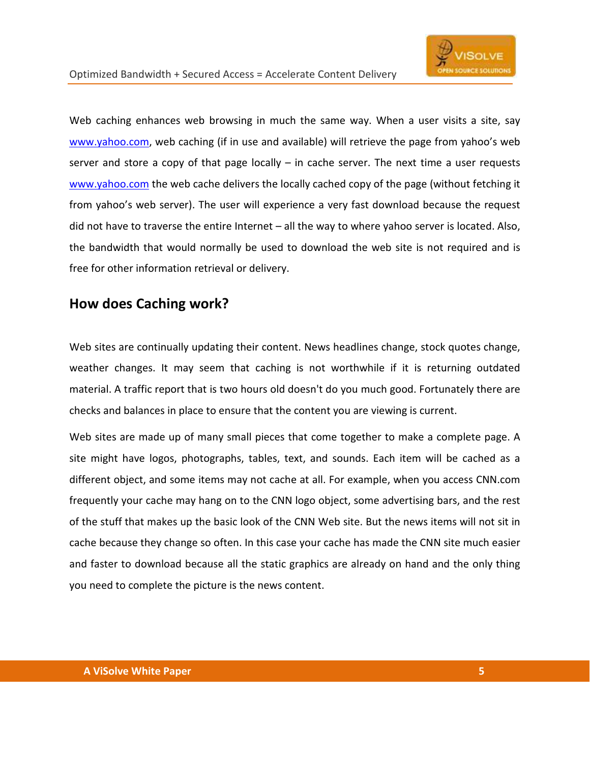Web caching enhances web browsing in much the same way. When a user visits a site, say [www.yahoo.com](http://www.yahoo.com), web caching (if in use and available) will retrieve the page from yahoo's web server and store a copy of that page locally – in cache server. The next time a user requests [www.yahoo.com](http://www.yahoo.com) the web cache delivers the locally cached copy of the page (without fetching it from yahoo's web server). The user will experience a very fast download because the request did not have to traverse the entire Internet – all the way to where yahoo server is located. Also, the bandwidth that would normally be used to download the web site is not required and is free for other information retrieval or delivery.

## How does Caching work?

Web sites are continually updating their content. News headlines change, stock quotes change, weather changes. It may seem that caching is not worthwhile if it is returning outdated material. A traffic report that is two hours old doesn't do you much good. Fortunately there are checks and balances in place to ensure that the content you are viewing is current.

Web sites are made up of many small pieces that come together to make a complete page. A site might have logos, photographs, tables, text, and sounds. Each item will be cached as a different object, and some items may not cache at all. For example, when you access CNN.com frequently your cache may hang on to the CNN logo object, some advertising bars, and the rest of the stuff that makes up the basic look of the CNN Web site. But the news items will not sit in cache because they change so often. In this case your cache has made the CNN site much easier and faster to download because all the static graphics are already on hand and the only thing you need to complete the picture is the news content.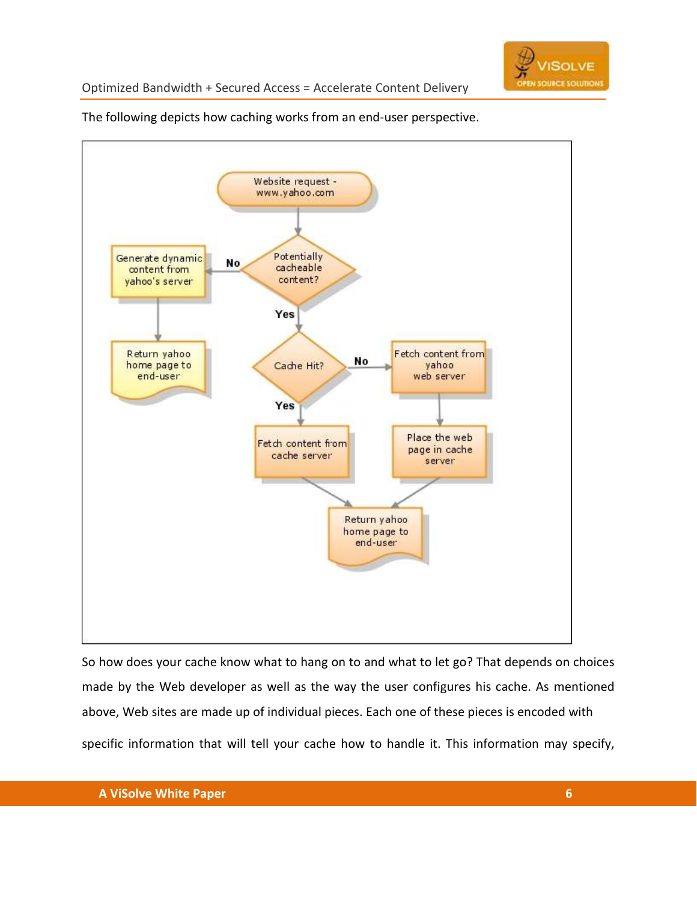The following depicts how caching works from an end-user perspective.

So how does your cache know what to hang on to and what to let go? That depends on choices made by the Web developer as well as the way the user configures his cache. As mentioned above, Web sites are made up of individual pieces. Each one of these pieces is encoded with specific information that will tell your cache how to handle it. This information may specify,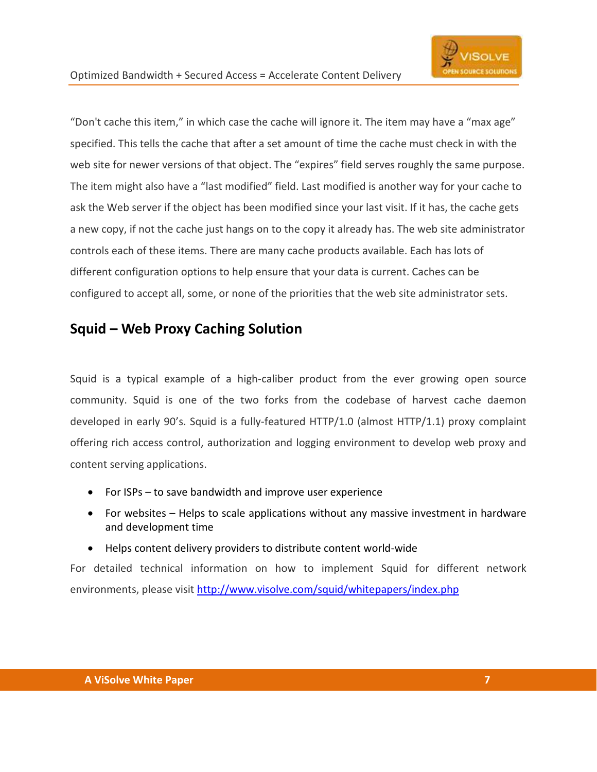“Don't cache this item,” in which case the cache will ignore it. The item may have a “max age” specified. This tells the cache that after a set amount of time the cache must check in with the web site for newer versions of that object. The “expires” field serves roughly the same purpose. The item might also have a “last modified” field. Last modified is another way for your cache to ask the Web server if the object has been modified since your last visit. If it has, the cache gets a new copy, if not the cache just hangs on to the copy it already has. The web site administrator controls each of these items. There are many cache products available. Each has lots of different configuration options to help ensure that your data is current. Caches can be configured to accept all, some, or none of the priorities that the web site administrator sets.

## Squid – Web Proxy Caching Solution

Squid is a typical example of a high-caliber product from the ever growing open source community. Squid is one of the two forks from the codebase of harvest cache daemon developed in early 90’s. Squid is a fully-featured HTTP/1.0 (almost HTTP/1.1) proxy complaint offering rich access control, authorization and logging environment to develop web proxy and content serving applications.

- For ISPs – to save bandwidth and improve user experience
- For websites – Helps to scale applications without any massive investment in hardware and development time
- Helps content delivery providers to distribute content world-wide

For detailed technical information on how to implement Squid for different network environments, please visit [http://www.visolve.com/squid/whitepapers/index.php](http://www.visolve.com/squid/whitepapers/index.php)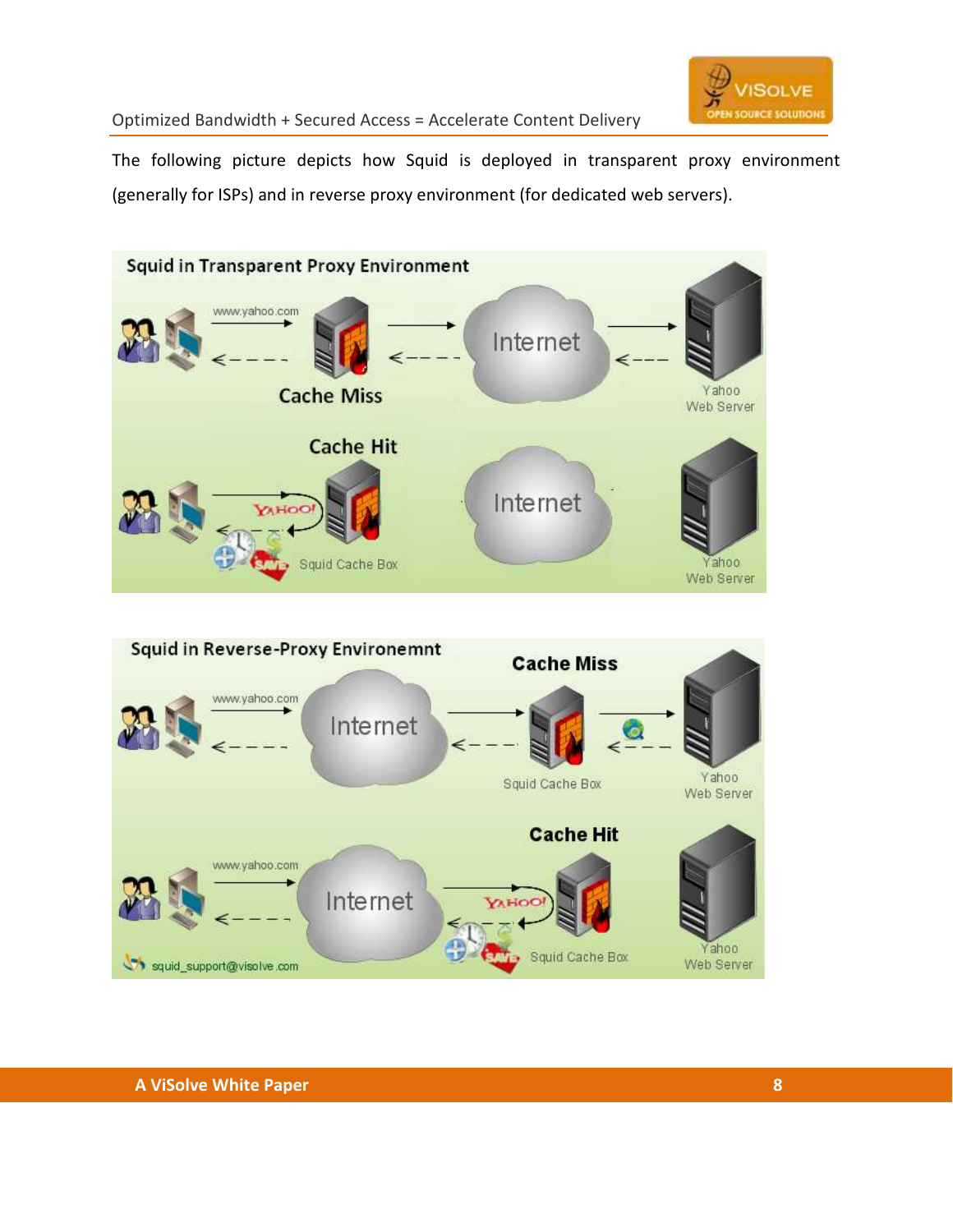The following picture depicts how Squid is deployed in transparent proxy environment (generally for ISPs) and in reverse proxy environment (for dedicated web servers).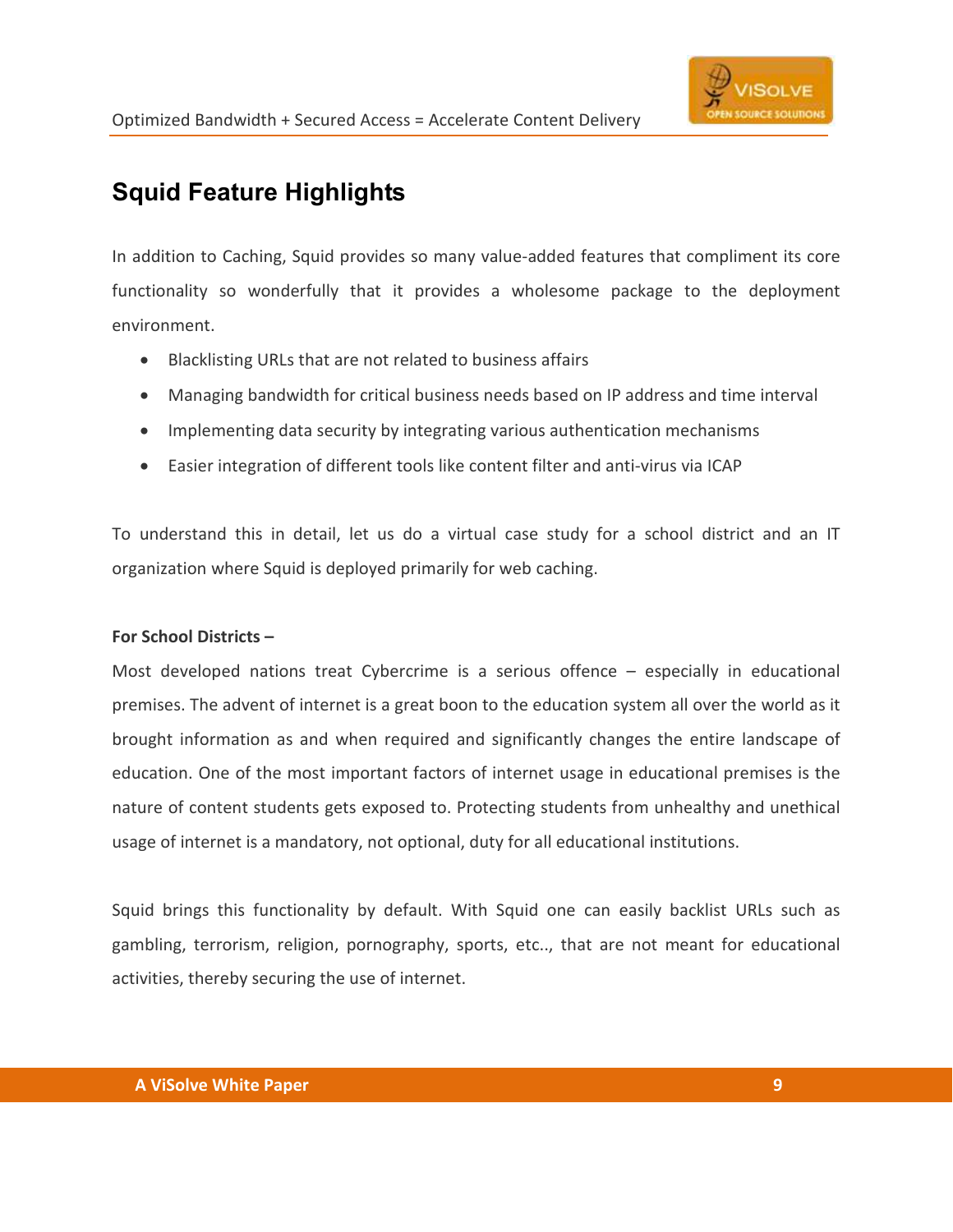## Squid Feature Highlights

In addition to Caching, Squid provides so many value-added features that compliment its core functionality so wonderfully that it provides a wholesome package to the deployment environment.

- Blacklisting URLs that are not related to business affairs
- Managing bandwidth for critical business needs based on IP address and time interval
- Implementing data security by integrating various authentication mechanisms
- Easier integration of different tools like content filter and anti-virus via ICAP

To understand this in detail, let us do a virtual case study for a school district and an IT organization where Squid is deployed primarily for web caching.

**For School Districts –**

Most developed nations treat Cybercrime is a serious offence – especially in educational premises. The advent of internet is a great boon to the education system all over the world as it brought information as and when required and significantly changes the entire landscape of education. One of the most important factors of internet usage in educational premises is the nature of content students gets exposed to. Protecting students from unhealthy and unethical usage of internet is a mandatory, not optional, duty for all educational institutions.

Squid brings this functionality by default. With Squid one can easily backlist URLs such as gambling, terrorism, religion, pornography, sports, etc.., that are not meant for educational activities, thereby securing the use of internet.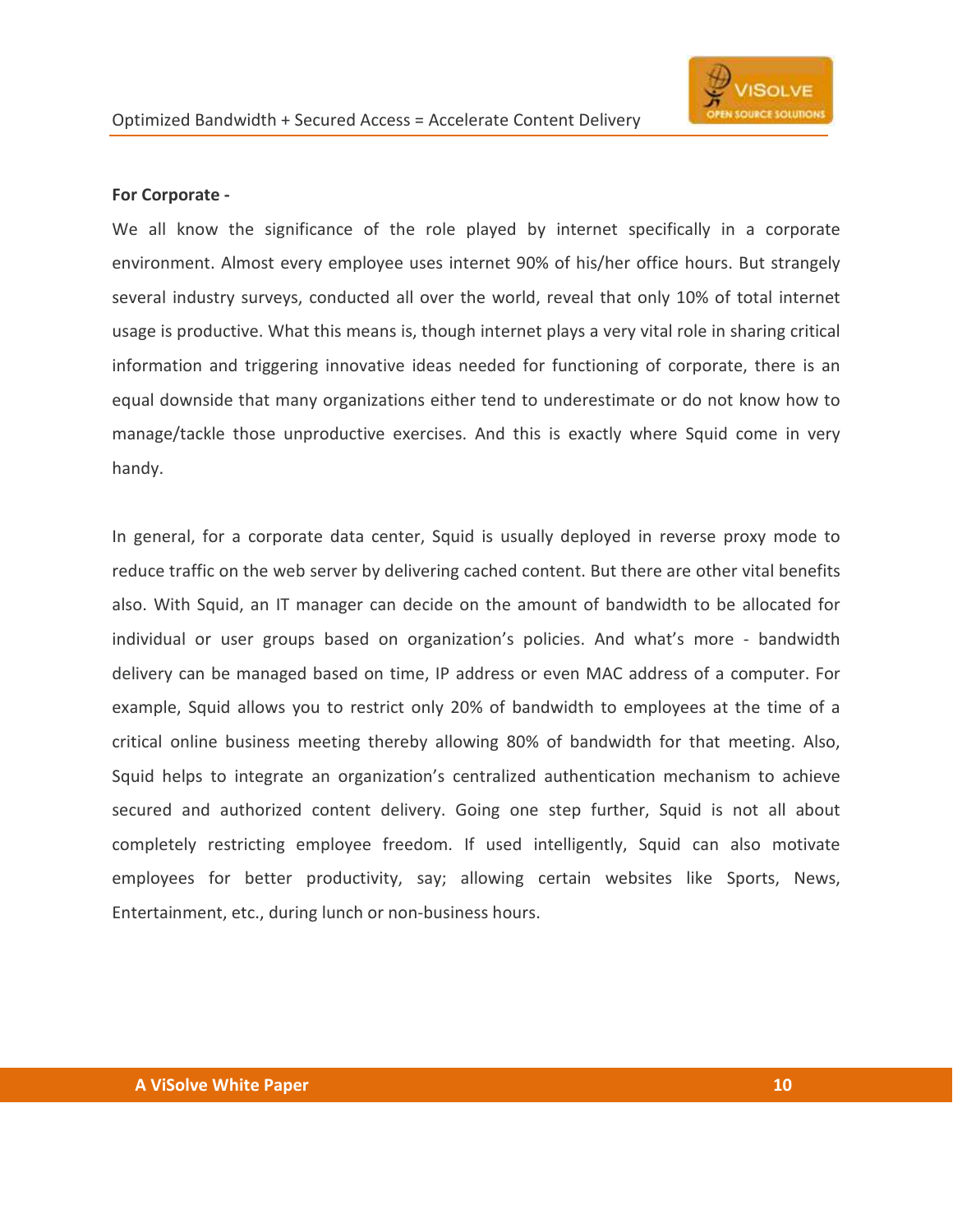**For Corporate -**

We all know the significance of the role played by internet specifically in a corporate environment. Almost every employee uses internet 90% of his/her office hours. But strangely several industry surveys, conducted all over the world, reveal that only 10% of total internet usage is productive. What this means is, though internet plays a very vital role in sharing critical information and triggering innovative ideas needed for functioning of corporate, there is an equal downside that many organizations either tend to underestimate or do not know how to manage/tackle those unproductive exercises. And this is exactly where Squid come in very handy.

In general, for a corporate data center, Squid is usually deployed in reverse proxy mode to reduce traffic on the web server by delivering cached content. But there are other vital benefits also. With Squid, an IT manager can decide on the amount of bandwidth to be allocated for individual or user groups based on organization's policies. And what's more - bandwidth delivery can be managed based on time, IP address or even MAC address of a computer. For example, Squid allows you to restrict only 20% of bandwidth to employees at the time of a critical online business meeting thereby allowing 80% of bandwidth for that meeting. Also, Squid helps to integrate an organization's centralized authentication mechanism to achieve secured and authorized content delivery. Going one step further, Squid is not all about completely restricting employee freedom. If used intelligently, Squid can also motivate employees for better productivity, say; allowing certain websites like Sports, News, Entertainment, etc., during lunch or non-business hours.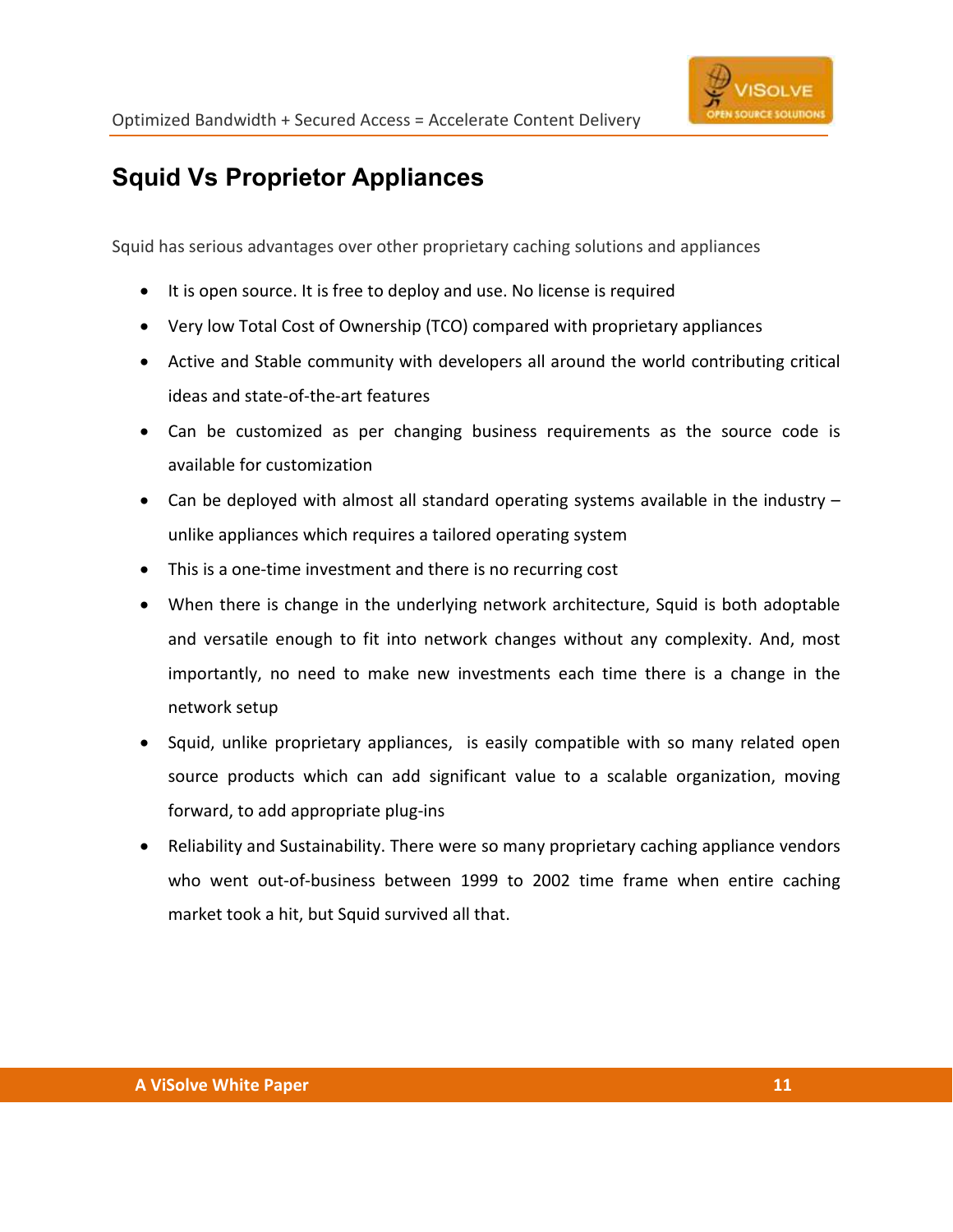## Squid Vs Proprietor Appliances

Squid has serious advantages over other proprietary caching solutions and appliances

- It is open source. It is free to deploy and use. No license is required
- Very low Total Cost of Ownership (TCO) compared with proprietary appliances
- Active and Stable community with developers all around the world contributing critical ideas and state-of-the-art features
- Can be customized as per changing business requirements as the source code is available for customization
- Can be deployed with almost all standard operating systems available in the industry – unlike appliances which requires a tailored operating system
- This is a one-time investment and there is no recurring cost
- When there is change in the underlying network architecture, Squid is both adoptable and versatile enough to fit into network changes without any complexity. And, most importantly, no need to make new investments each time there is a change in the network setup
- Squid, unlike proprietary appliances, is easily compatible with so many related open source products which can add significant value to a scalable organization, moving forward, to add appropriate plug-ins
- Reliability and Sustainability. There were so many proprietary caching appliance vendors who went out-of-business between 1999 to 2002 time frame when entire caching market took a hit, but Squid survived all that.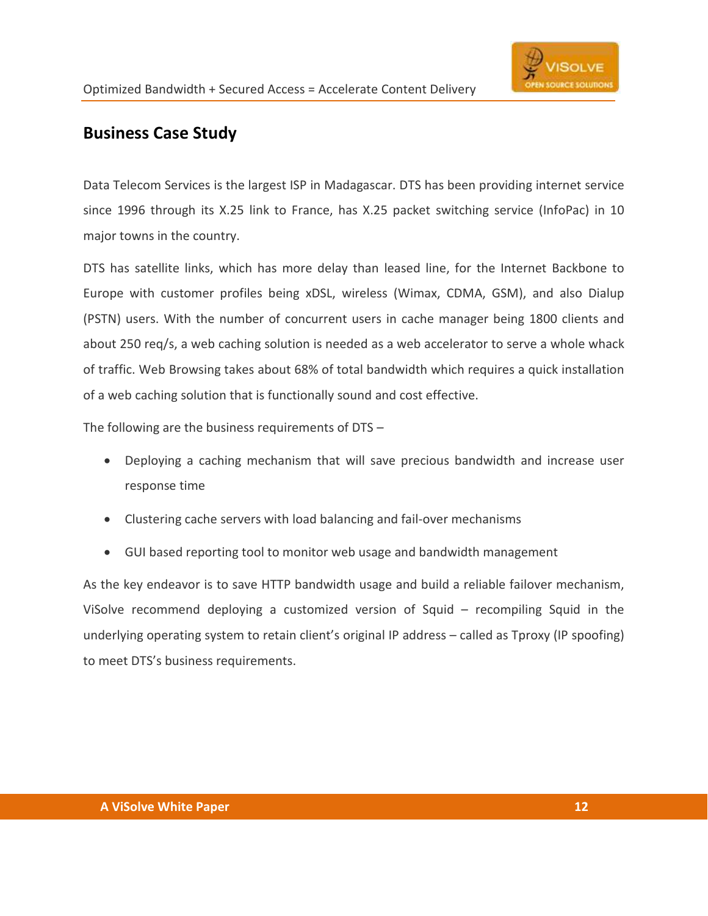## Business Case Study

Data Telecom Services is the largest ISP in Madagascar. DTS has been providing internet service since 1996 through its X.25 link to France, has X.25 packet switching service (InfoPac) in 10 major towns in the country.

DTS has satellite links, which has more delay than leased line, for the Internet Backbone to Europe with customer profiles being xDSL, wireless (Wimax, CDMA, GSM), and also Dialup (PSTN) users. With the number of concurrent users in cache manager being 1800 clients and about 250 req/s, a web caching solution is needed as a web accelerator to serve a whole whack of traffic. Web Browsing takes about 68% of total bandwidth which requires a quick installation of a web caching solution that is functionally sound and cost effective.

The following are the business requirements of DTS –

- Deploying a caching mechanism that will save precious bandwidth and increase user response time
- Clustering cache servers with load balancing and fail-over mechanisms
- GUI based reporting tool to monitor web usage and bandwidth management

As the key endeavor is to save HTTP bandwidth usage and build a reliable failover mechanism, ViSolve recommend deploying a customized version of Squid – recompiling Squid in the underlying operating system to retain client's original IP address – called as Tproxy (IP spoofing) to meet DTS's business requirements.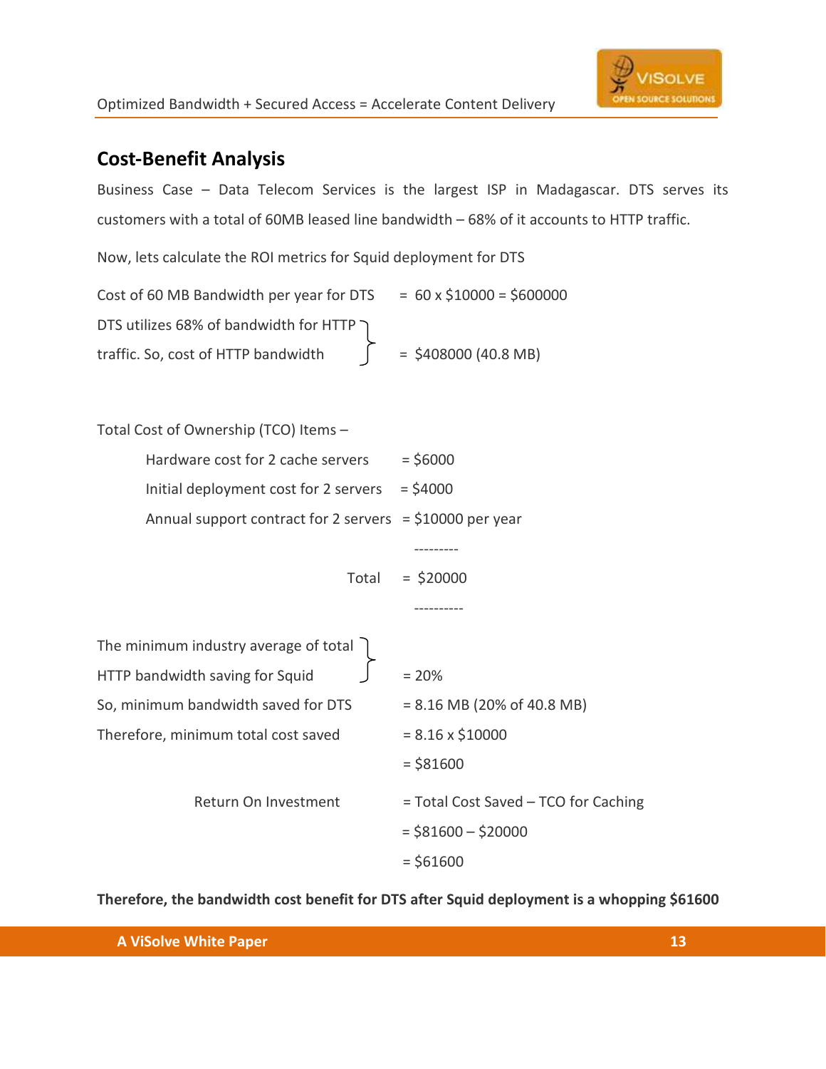## Cost-Benefit Analysis

Business Case – Data Telecom Services is the largest ISP in Madagascar. DTS serves its customers with a total of 60MB leased line bandwidth – 68% of it accounts to HTTP traffic.

Now, lets calculate the ROI metrics for Squid deployment for DTS

| | |
|---|---|
| Cost of 60 MB Bandwidth per year for DTS | = 60 x $10000 = $600000 |
| DTS utilizes 68% of bandwidth for HTTP traffic. So, cost of HTTP bandwidth | = $408000 (40.8 MB) |

Total Cost of Ownership (TCO) Items –

| | |
|---|---|
| Hardware cost for 2 cache servers | = $6000 |
| Initial deployment cost for 2 servers | = $4000 |
| Annual support contract for 2 servers | = $10000 per year |
| Total | = $20000 |

| | |
|---|---|
| The minimum industry average of total HTTP bandwidth saving for Squid | = 20% |
| So, minimum bandwidth saved for DTS | = 8.16 MB (20% of 40.8 MB) |
| Therefore, minimum total cost saved | = 8.16 x $10000 |
| | = $81600 |
| Return On Investment | = Total Cost Saved – TCO for Caching |
| | = $81600 – $20000 |
| | = $61600 |

**Therefore, the bandwidth cost benefit for DTS after Squid deployment is a whopping $61600**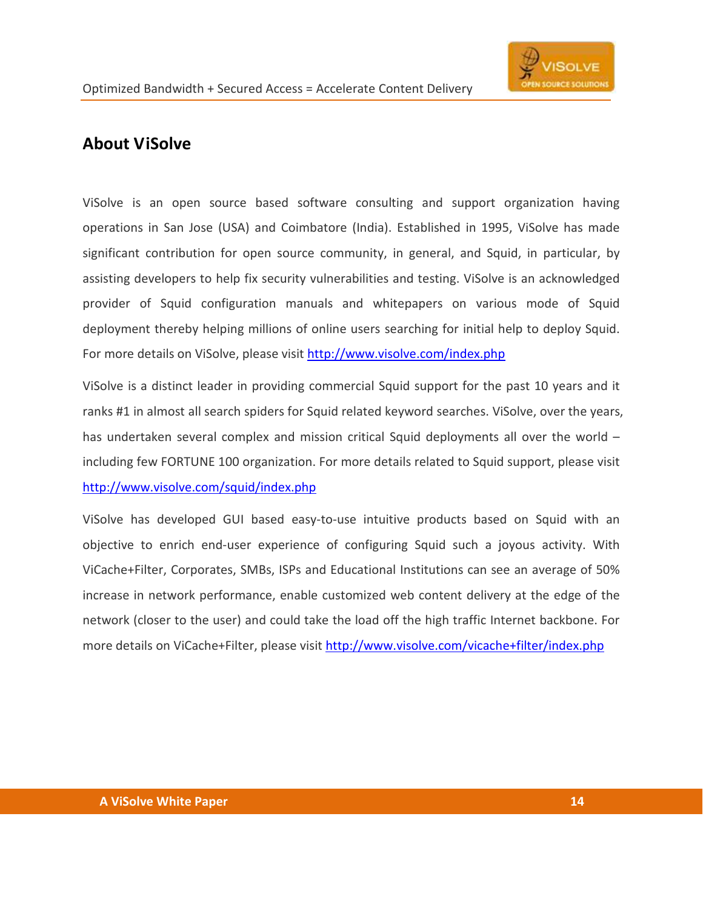## About ViSolve

ViSolve is an open source based software consulting and support organization having operations in San Jose (USA) and Coimbatore (India). Established in 1995, ViSolve has made significant contribution for open source community, in general, and Squid, in particular, by assisting developers to help fix security vulnerabilities and testing. ViSolve is an acknowledged provider of Squid configuration manuals and whitepapers on various mode of Squid deployment thereby helping millions of online users searching for initial help to deploy Squid. For more details on ViSolve, please visit http://www.visolve.com/index.php

ViSolve is a distinct leader in providing commercial Squid support for the past 10 years and it ranks #1 in almost all search spiders for Squid related keyword searches. ViSolve, over the years, has undertaken several complex and mission critical Squid deployments all over the world – including few FORTUNE 100 organization. For more details related to Squid support, please visit http://www.visolve.com/squid/index.php

ViSolve has developed GUI based easy-to-use intuitive products based on Squid with an objective to enrich end-user experience of configuring Squid such a joyous activity. With ViCache+Filter, Corporates, SMBs, ISPs and Educational Institutions can see an average of 50% increase in network performance, enable customized web content delivery at the edge of the network (closer to the user) and could take the load off the high traffic Internet backbone. For more details on ViCache+Filter, please visit http://www.visolve.com/vicache+filter/index.php